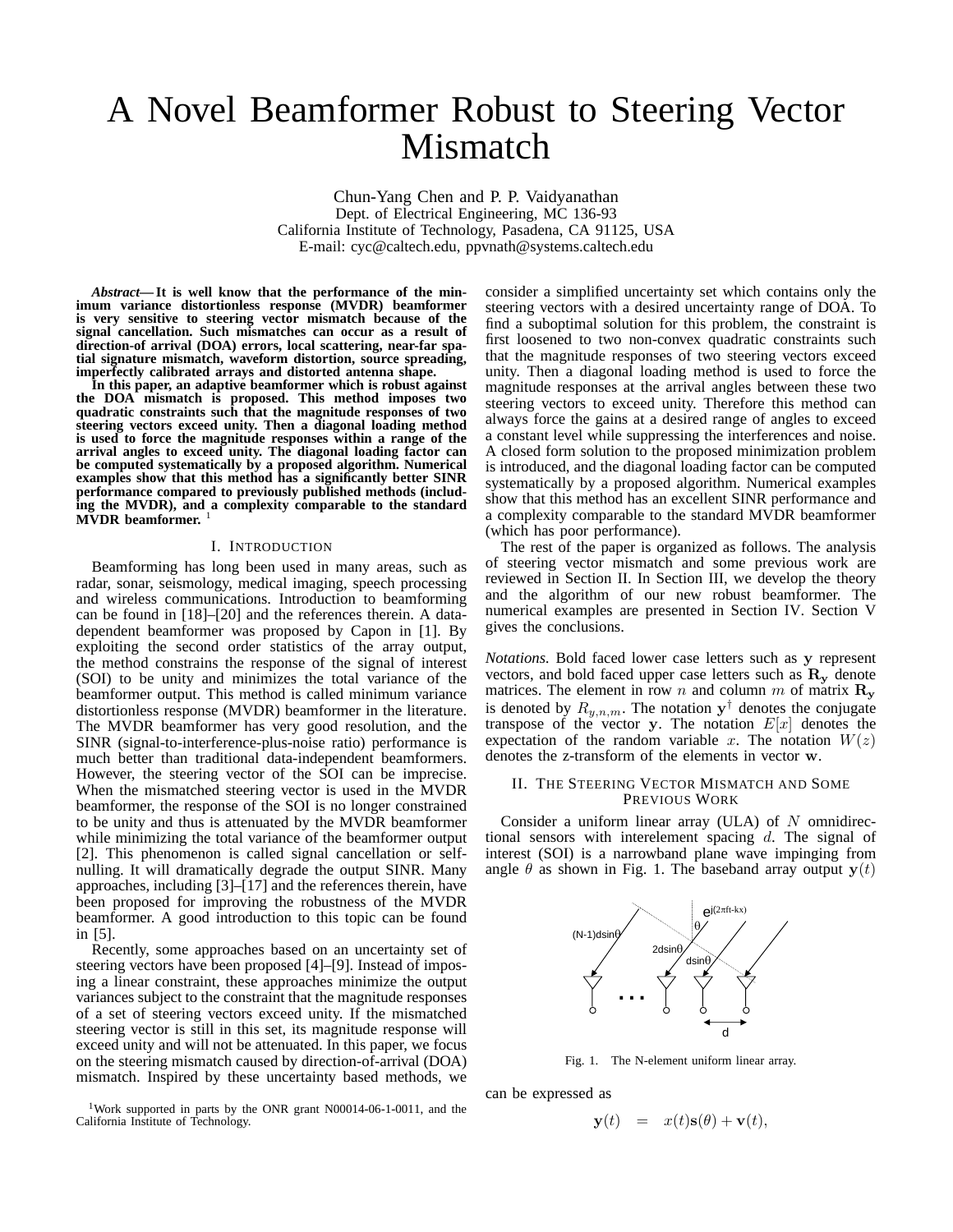# A Novel Beamformer Robust to Steering Vector Mismatch

Chun-Yang Chen and P. P. Vaidyanathan
Dept. of Electrical Engineering, MC 136-93
California Institute of Technology, Pasadena, CA 91125, USA
E-mail: cyc@caltech.edu, ppvnath@systems.caltech.edu

***Abstract*— It is well know that the performance of the minimum variance distortionless response (MVDR) beamformer is very sensitive to steering vector mismatch because of the signal cancellation. Such mismatches can occur as a result of direction-of-arrival (DOA) errors, local scattering, near-far spatial signature mismatch, waveform distortion, source spreading, imperfectly calibrated arrays and distorted antenna shape.**

**In this paper, an adaptive beamformer which is robust against the DOA mismatch is proposed. This method imposes two quadratic constraints such that the magnitude responses of two steering vectors exceed unity. Then a diagonal loading method is used to force the magnitude responses within a range of the arrival angles to exceed unity. The diagonal loading factor can be computed systematically by a proposed algorithm. Numerical examples show that this method has a significantly better SINR performance compared to previously published methods (including the MVDR), and a complexity comparable to the standard MVDR beamformer.** [1]

## I. Introduction

Beamforming has long been used in many areas, such as radar, sonar, seismology, medical imaging, speech processing and wireless communications. Introduction to beamforming can be found in [18]–[20] and the references therein. A data-dependent beamformer was proposed by Capon in [1]. By exploiting the second order statistics of the array output, the method constrains the response of the signal of interest (SOI) to be unity and minimizes the total variance of the beamformer output. This method is called minimum variance distortionless response (MVDR) beamformer in the literature. The MVDR beamformer has very good resolution, and the SINR (signal-to-interference-plus-noise ratio) performance is much better than traditional data-independent beamformers. However, the steering vector of the SOI can be imprecise. When the mismatched steering vector is used in the MVDR beamformer, the response of the SOI is no longer constrained to be unity and thus is attenuated by the MVDR beamformer while minimizing the total variance of the beamformer output [2]. This phenomenon is called signal cancellation or self-nulling. It will dramatically degrade the output SINR. Many approaches, including [3]–[17] and the references therein, have been proposed for improving the robustness of the MVDR beamformer. A good introduction to this topic can be found in [5].

Recently, some approaches based on an uncertainty set of steering vectors have been proposed [4]–[9]. Instead of imposing a linear constraint, these approaches minimize the output variances subject to the constraint that the magnitude responses of a set of steering vectors exceed unity. If the mismatched steering vector is still in this set, its magnitude response will exceed unity and will not be attenuated. In this paper, we focus on the steering mismatch caused by direction-of-arrival (DOA) mismatch. Inspired by these uncertainty based methods, we consider a simplified uncertainty set which contains only the steering vectors with a desired uncertainty range of DOA. To find a suboptimal solution for this problem, the constraint is first loosened to two non-convex quadratic constraints such that the magnitude responses of two steering vectors exceed unity. Then a diagonal loading method is used to force the magnitude responses at the arrival angles between these two steering vectors to exceed unity. Therefore this method can always force the gains at a desired range of angles to exceed a constant level while suppressing the interferences and noise. A closed form solution to the proposed minimization problem is introduced, and the diagonal loading factor can be computed systematically by a proposed algorithm. Numerical examples show that this method has an excellent SINR performance and a complexity comparable to the standard MVDR beamformer (which has poor performance).

The rest of the paper is organized as follows. The analysis of steering vector mismatch and some previous work are reviewed in Section II. In Section III, we develop the theory and the algorithm of our new robust beamformer. The numerical examples are presented in Section IV. Section V gives the conclusions.

*Notations.* Bold faced lower case letters such as $\mathbf{y}$ represent vectors, and bold faced upper case letters such as $\mathbf{R_y}$ denote matrices. The element in row $n$ and column $m$ of matrix $\mathbf{R_y}$ is denoted by $R_{y,n,m}$. The notation $\mathbf{y}^\dagger$ denotes the conjugate transpose of the vector $\mathbf{y}$. The notation $E[x]$ denotes the expectation of the random variable $x$. The notation $W(z)$ denotes the z-transform of the elements in vector $\mathbf{w}$.

## II. The Steering Vector Mismatch and Some Previous Work

Consider a uniform linear array (ULA) of $N$ omnidirectional sensors with interelement spacing $d$. The signal of interest (SOI) is a narrowband plane wave impinging from angle $\theta$ as shown in Fig. 1. The baseband array output $\mathbf{y}(t)$ can be expressed as

Fig. 1. The N-element uniform linear array.

$$\mathbf{y}(t) \quad = \quad x(t)\mathbf{s}(\theta) + \mathbf{v}(t),$$

[1] Work supported in parts by the ONR grant N00014-06-1-0011, and the California Institute of Technology.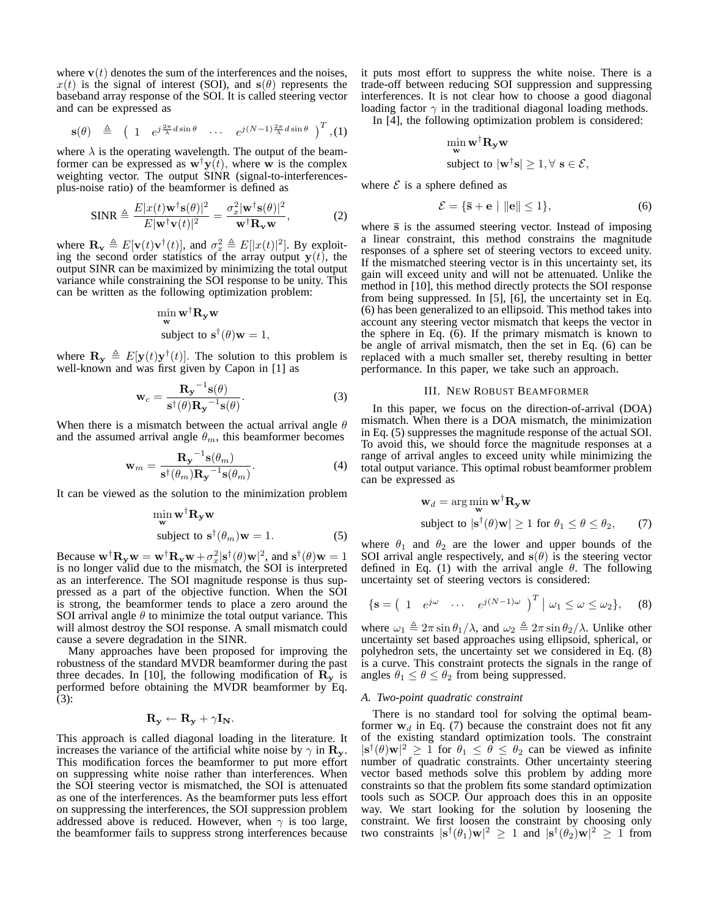where $\mathbf{v}(t)$ denotes the sum of the interferences and the noises, $x(t)$ is the signal of interest (SOI), and $\mathbf{s}(\theta)$ represents the baseband array response of the SOI. It is called steering vector and can be expressed as

$$\mathbf{s}(\theta) \triangleq \begin{pmatrix} 1 & e^{j\frac{2\pi}{\lambda}d\sin\theta} & \cdots & e^{j(N-1)\frac{2\pi}{\lambda}d\sin\theta} \end{pmatrix}^T, \quad (1)$$

where $\lambda$ is the operating wavelength. The output of the beamformer can be expressed as $\mathbf{w}^\dagger\mathbf{y}(t)$, where $\mathbf{w}$ is the complex weighting vector. The output SINR (signal-to-interferences-plus-noise ratio) of the beamformer is defined as

$$\text{SINR} \triangleq \frac{E|x(t)\mathbf{w}^\dagger\mathbf{s}(\theta)|^2}{E|\mathbf{w}^\dagger\mathbf{v}(t)|^2} = \frac{\sigma_x^2|\mathbf{w}^\dagger\mathbf{s}(\theta)|^2}{\mathbf{w}^\dagger\mathbf{R_v}\mathbf{w}}, \quad (2)$$

where $\mathbf{R_v} \triangleq E[\mathbf{v}(t)\mathbf{v}^\dagger(t)]$, and $\sigma_x^2 \triangleq E[|x(t)|^2]$. By exploiting the second order statistics of the array output $\mathbf{y}(t)$, the output SINR can be maximized by minimizing the total output variance while constraining the SOI response to be unity. This can be written as the following optimization problem:

$$\min_{\mathbf{w}} \mathbf{w}^\dagger\mathbf{R_y}\mathbf{w}$$
$$\text{subject to } \mathbf{s}^\dagger(\theta)\mathbf{w} = 1,$$

where $\mathbf{R_y} \triangleq E[\mathbf{y}(t)\mathbf{y}^\dagger(t)]$. The solution to this problem is well-known and was first given by Capon in [1] as

$$\mathbf{w}_c = \frac{\mathbf{R_y}^{-1}\mathbf{s}(\theta)}{\mathbf{s}^\dagger(\theta)\mathbf{R_y}^{-1}\mathbf{s}(\theta)}. \quad (3)$$

When there is a mismatch between the actual arrival angle $\theta$ and the assumed arrival angle $\theta_m$, this beamformer becomes

$$\mathbf{w}_m = \frac{\mathbf{R_y}^{-1}\mathbf{s}(\theta_m)}{\mathbf{s}^\dagger(\theta_m)\mathbf{R_y}^{-1}\mathbf{s}(\theta_m)}. \quad (4)$$

It can be viewed as the solution to the minimization problem

$$\min_{\mathbf{w}} \mathbf{w}^\dagger\mathbf{R_y}\mathbf{w}$$
$$\text{subject to } \mathbf{s}^\dagger(\theta_m)\mathbf{w} = 1. \quad (5)$$

Because $\mathbf{w}^\dagger\mathbf{R_y}\mathbf{w} = \mathbf{w}^\dagger\mathbf{R_v}\mathbf{w} + \sigma_x^2|\mathbf{s}^\dagger(\theta)\mathbf{w}|^2$, and $\mathbf{s}^\dagger(\theta)\mathbf{w} = 1$ is no longer valid due to the mismatch, the SOI is interpreted as an interference. The SOI magnitude response is thus suppressed as a part of the objective function. When the SOI is strong, the beamformer tends to place a zero around the SOI arrival angle $\theta$ to minimize the total output variance. This will almost destroy the SOI response. A small mismatch could cause a severe degradation in the SINR.

Many approaches have been proposed for improving the robustness of the standard MVDR beamformer during the past three decades. In [10], the following modification of $\mathbf{R_y}$ is performed before obtaining the MVDR beamformer by Eq. (3):

$$\mathbf{R_y} \leftarrow \mathbf{R_y} + \gamma\mathbf{I_N}.$$

This approach is called diagonal loading in the literature. It increases the variance of the artificial white noise by $\gamma$ in $\mathbf{R_y}$. This modification forces the beamformer to put more effort on suppressing white noise rather than interferences. When the SOI steering vector is mismatched, the SOI is attenuated as one of the interferences. As the beamformer puts less effort on suppressing the interferences, the SOI suppression problem addressed above is reduced. However, when $\gamma$ is too large, the beamformer fails to suppress strong interferences because it puts most effort to suppress the white noise. There is a trade-off between reducing SOI suppression and suppressing interferences. It is not clear how to choose a good diagonal loading factor $\gamma$ in the traditional diagonal loading methods.

In [4], the following optimization problem is considered:

$$\min_{\mathbf{w}} \mathbf{w}^\dagger\mathbf{R_y}\mathbf{w}$$
$$\text{subject to } |\mathbf{w}^\dagger\mathbf{s}| \geq 1, \forall\ \mathbf{s} \in \mathcal{E},$$

where $\mathcal{E}$ is a sphere defined as

$$\mathcal{E} = \{\bar{\mathbf{s}} + \mathbf{e} \mid \|\mathbf{e}\| \leq 1\}, \quad (6)$$

where $\bar{\mathbf{s}}$ is the assumed steering vector. Instead of imposing a linear constraint, this method constrains the magnitude responses of a sphere set of steering vectors to exceed unity. If the mismatched steering vector is in this uncertainty set, its gain will exceed unity and will not be attenuated. Unlike the method in [10], this method directly protects the SOI response from being suppressed. In [5], [6], the uncertainty set in Eq. (6) has been generalized to an ellipsoid. This method takes into account any steering vector mismatch that keeps the vector in the sphere in Eq. (6). If the primary mismatch is known to be angle of arrival mismatch, then the set in Eq. (6) can be replaced with a much smaller set, thereby resulting in better performance. In this paper, we take such an approach.

## III. New Robust Beamformer

In this paper, we focus on the direction-of-arrival (DOA) mismatch. When there is a DOA mismatch, the minimization in Eq. (5) suppresses the magnitude response of the actual SOI. To avoid this, we should force the magnitude responses at a range of arrival angles to exceed unity while minimizing the total output variance. This optimal robust beamformer problem can be expressed as

$$\mathbf{w}_d = \arg\min_{\mathbf{w}} \mathbf{w}^\dagger\mathbf{R_y}\mathbf{w}$$
$$\text{subject to } |\mathbf{s}^\dagger(\theta)\mathbf{w}| \geq 1 \text{ for } \theta_1 \leq \theta \leq \theta_2, \quad (7)$$

where $\theta_1$ and $\theta_2$ are the lower and upper bounds of the SOI arrival angle respectively, and $\mathbf{s}(\theta)$ is the steering vector defined in Eq. (1) with the arrival angle $\theta$. The following uncertainty set of steering vectors is considered:

$$\{\mathbf{s} = \begin{pmatrix} 1 & e^{j\omega} & \cdots & e^{j(N-1)\omega} \end{pmatrix}^T \mid \omega_1 \leq \omega \leq \omega_2\}, \quad (8)$$

where $\omega_1 \triangleq 2\pi\sin\theta_1/\lambda$, and $\omega_2 \triangleq 2\pi\sin\theta_2/\lambda$. Unlike other uncertainty set based approaches using ellipsoid, spherical, or polyhedron sets, the uncertainty set we considered in Eq. (8) is a curve. This constraint protects the signals in the range of angles $\theta_1 \leq \theta \leq \theta_2$ from being suppressed.

### A. Two-point quadratic constraint

There is no standard tool for solving the optimal beamformer $\mathbf{w}_d$ in Eq. (7) because the constraint does not fit any of the existing standard optimization tools. The constraint $|\mathbf{s}^\dagger(\theta)\mathbf{w}|^2 \geq 1$ for $\theta_1 \leq \theta \leq \theta_2$ can be viewed as infinite number of quadratic constraints. Other uncertainty steering vector based methods solve this problem by adding more constraints so that the problem fits some standard optimization tools such as SOCP. Our approach does this in an opposite way. We start looking for the solution by loosening the constraint. We first loosen the constraint by choosing only two constraints $|\mathbf{s}^\dagger(\theta_1)\mathbf{w}|^2 \geq 1$ and $|\mathbf{s}^\dagger(\theta_2)\mathbf{w}|^2 \geq 1$ from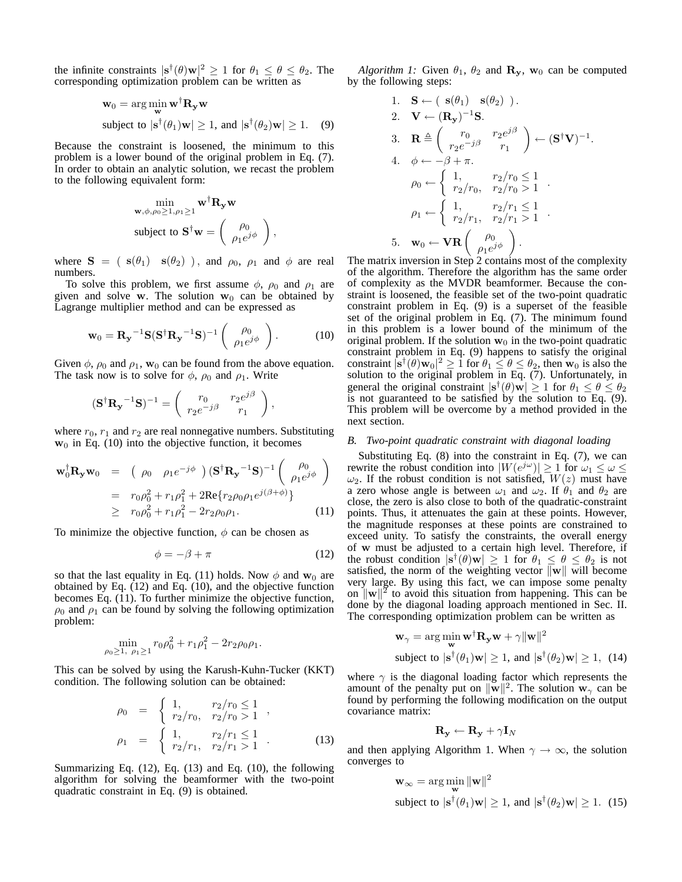the infinite constraints $|\mathbf{s}^\dagger(\theta)\mathbf{w}|^2 \geq 1$ for $\theta_1 \leq \theta \leq \theta_2$. The corresponding optimization problem can be written as

$$\mathbf{w}_0 = \arg\min_{\mathbf{w}} \mathbf{w}^\dagger \mathbf{R_y} \mathbf{w}$$
$$\text{subject to } |\mathbf{s}^\dagger(\theta_1)\mathbf{w}| \geq 1, \text{ and } |\mathbf{s}^\dagger(\theta_2)\mathbf{w}| \geq 1. \quad (9)$$

Because the constraint is loosened, the minimum to this problem is a lower bound of the original problem in Eq. (7). In order to obtain an analytic solution, we recast the problem to the following equivalent form:

$$\min_{\mathbf{w},\phi,\rho_0 \geq 1,\rho_1 \geq 1} \mathbf{w}^\dagger \mathbf{R_y} \mathbf{w}$$
$$\text{subject to } \mathbf{S}^\dagger \mathbf{w} = \begin{pmatrix} \rho_0 \\ \rho_1 e^{j\phi} \end{pmatrix},$$

where $\mathbf{S} = \begin{pmatrix} \mathbf{s}(\theta_1) & \mathbf{s}(\theta_2) \end{pmatrix}$, and $\rho_0$, $\rho_1$ and $\phi$ are real numbers.

To solve this problem, we first assume $\phi$, $\rho_0$ and $\rho_1$ are given and solve $\mathbf{w}$. The solution $\mathbf{w}_0$ can be obtained by Lagrange multiplier method and can be expressed as

$$\mathbf{w}_0 = \mathbf{R_y}^{-1}\mathbf{S}(\mathbf{S}^\dagger \mathbf{R_y}^{-1}\mathbf{S})^{-1} \begin{pmatrix} \rho_0 \\ \rho_1 e^{j\phi} \end{pmatrix}. \quad (10)$$

Given $\phi$, $\rho_0$ and $\rho_1$, $\mathbf{w}_0$ can be found from the above equation. The task now is to solve for $\phi$, $\rho_0$ and $\rho_1$. Write

$$(\mathbf{S}^\dagger \mathbf{R_y}^{-1}\mathbf{S})^{-1} = \begin{pmatrix} r_0 & r_2 e^{j\beta} \\ r_2 e^{-j\beta} & r_1 \end{pmatrix},$$

where $r_0$, $r_1$ and $r_2$ are real nonnegative numbers. Substituting $\mathbf{w}_0$ in Eq. (10) into the objective function, it becomes

$$\begin{aligned} \mathbf{w}_0^\dagger \mathbf{R_y} \mathbf{w}_0 &= \begin{pmatrix} \rho_0 & \rho_1 e^{-j\phi} \end{pmatrix} (\mathbf{S}^\dagger \mathbf{R_y}^{-1}\mathbf{S})^{-1} \begin{pmatrix} \rho_0 \\ \rho_1 e^{j\phi} \end{pmatrix} \\ &= r_0\rho_0^2 + r_1\rho_1^2 + 2\text{Re}\{r_2\rho_0\rho_1 e^{j(\beta+\phi)}\} \\ &\geq r_0\rho_0^2 + r_1\rho_1^2 - 2r_2\rho_0\rho_1. \end{aligned} \quad (11)$$

To minimize the objective function, $\phi$ can be chosen as

$$\phi = -\beta + \pi \quad (12)$$

so that the last equality in Eq. (11) holds. Now $\phi$ and $\mathbf{w}_0$ are obtained by Eq. (12) and Eq. (10), and the objective function becomes Eq. (11). To further minimize the objective function, $\rho_0$ and $\rho_1$ can be found by solving the following optimization problem:

$$\min_{\rho_0 \geq 1,\ \rho_1 \geq 1} r_0\rho_0^2 + r_1\rho_1^2 - 2r_2\rho_0\rho_1.$$

This can be solved by using the Karush-Kuhn-Tucker (KKT) condition. The following solution can be obtained:

$$\begin{aligned} \rho_0 &= \begin{cases} 1, & r_2/r_0 \leq 1 \\ r_2/r_0, & r_2/r_0 > 1 \end{cases}, \\ \rho_1 &= \begin{cases} 1, & r_2/r_1 \leq 1 \\ r_2/r_1, & r_2/r_1 > 1 \end{cases}. \end{aligned} \quad (13)$$

Summarizing Eq. (12), Eq. (13) and Eq. (10), the following algorithm for solving the beamformer with the two-point quadratic constraint in Eq. (9) is obtained.

*Algorithm 1:* Given $\theta_1$, $\theta_2$ and $\mathbf{R_y}$, $\mathbf{w}_0$ can be computed by the following steps:

1. $\mathbf{S} \leftarrow \begin{pmatrix} \mathbf{s}(\theta_1) & \mathbf{s}(\theta_2) \end{pmatrix}$.
2. $\mathbf{V} \leftarrow (\mathbf{R_y})^{-1}\mathbf{S}$.
3. $\mathbf{R} \triangleq \begin{pmatrix} r_0 & r_2 e^{j\beta} \\ r_2 e^{-j\beta} & r_1 \end{pmatrix} \leftarrow (\mathbf{S}^\dagger \mathbf{V})^{-1}$.
4. $\phi \leftarrow -\beta + \pi$.
   $\rho_0 \leftarrow \begin{cases} 1, & r_2/r_0 \leq 1 \\ r_2/r_0, & r_2/r_0 > 1 \end{cases}$.
   $\rho_1 \leftarrow \begin{cases} 1, & r_2/r_1 \leq 1 \\ r_2/r_1, & r_2/r_1 > 1 \end{cases}$.
5. $\mathbf{w}_0 \leftarrow \mathbf{VR} \begin{pmatrix} \rho_0 \\ \rho_1 e^{j\phi} \end{pmatrix}$.

The matrix inversion in Step 2 contains most of the complexity of the algorithm. Therefore the algorithm has the same order of complexity as the MVDR beamformer. Because the constraint is loosened, the feasible set of the two-point quadratic constraint problem in Eq. (9) is a superset of the feasible set of the original problem in Eq. (7). The minimum found in this problem is a lower bound of the minimum of the original problem. If the solution $\mathbf{w}_0$ in the two-point quadratic constraint problem in Eq. (9) happens to satisfy the original constraint $|\mathbf{s}^\dagger(\theta)\mathbf{w}_0|^2 \geq 1$ for $\theta_1 \leq \theta \leq \theta_2$, then $\mathbf{w}_0$ is also the solution to the original problem in Eq. (7). Unfortunately, in general the original constraint $|\mathbf{s}^\dagger(\theta)\mathbf{w}| \geq 1$ for $\theta_1 \leq \theta \leq \theta_2$ is not guaranteed to be satisfied by the solution to Eq. (9). This problem will be overcome by a method provided in the next section.

### *B. Two-point quadratic constraint with diagonal loading*

Substituting Eq. (8) into the constraint in Eq. (7), we can rewrite the robust condition into $|W(e^{j\omega})| \geq 1$ for $\omega_1 \leq \omega \leq \omega_2$. If the robust condition is not satisfied, $W(z)$ must have a zero whose angle is between $\omega_1$ and $\omega_2$. If $\theta_1$ and $\theta_2$ are close, the zero is also close to both of the quadratic-constraint points. Thus, it attenuates the gain at these points. However, the magnitude responses at these points are constrained to exceed unity. To satisfy the constraints, the overall energy of $\mathbf{w}$ must be adjusted to a certain high level. Therefore, if the robust condition $|\mathbf{s}^\dagger(\theta)\mathbf{w}| \geq 1$ for $\theta_1 \leq \theta \leq \theta_2$ is not satisfied, the norm of the weighting vector $\|\mathbf{w}\|$ will become very large. By using this fact, we can impose some penalty on $\|\mathbf{w}\|^2$ to avoid this situation from happening. This can be done by the diagonal loading approach mentioned in Sec. II. The corresponding optimization problem can be written as

$$\mathbf{w}_\gamma = \arg\min_{\mathbf{w}} \mathbf{w}^\dagger \mathbf{R_y}\mathbf{w} + \gamma\|\mathbf{w}\|^2$$
$$\text{subject to } |\mathbf{s}^\dagger(\theta_1)\mathbf{w}| \geq 1, \text{ and } |\mathbf{s}^\dagger(\theta_2)\mathbf{w}| \geq 1, \quad (14)$$

where $\gamma$ is the diagonal loading factor which represents the amount of the penalty put on $\|\mathbf{w}\|^2$. The solution $\mathbf{w}_\gamma$ can be found by performing the following modification on the output covariance matrix:

$$\mathbf{R_y} \leftarrow \mathbf{R_y} + \gamma\mathbf{I}_N$$

and then applying Algorithm 1. When $\gamma \to \infty$, the solution converges to

$$\mathbf{w}_\infty = \arg\min_{\mathbf{w}} \|\mathbf{w}\|^2$$
$$\text{subject to } |\mathbf{s}^\dagger(\theta_1)\mathbf{w}| \geq 1, \text{ and } |\mathbf{s}^\dagger(\theta_2)\mathbf{w}| \geq 1. \quad (15)$$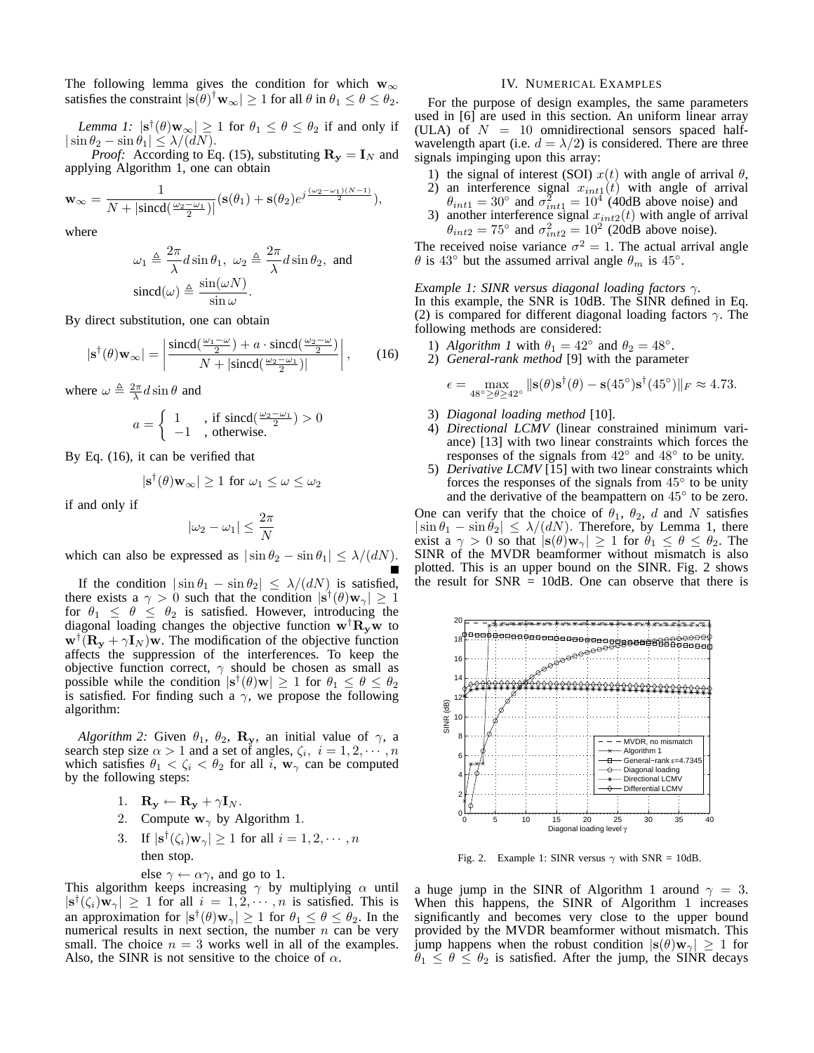The following lemma gives the condition for which $\mathbf{w}_\infty$ satisfies the constraint $|\mathbf{s}(\theta)^\dagger \mathbf{w}_\infty| \geq 1$ for all $\theta$ in $\theta_1 \leq \theta \leq \theta_2$.

*Lemma 1:* $|\mathbf{s}^\dagger(\theta)\mathbf{w}_\infty| \geq 1$ for $\theta_1 \leq \theta \leq \theta_2$ if and only if $|\sin\theta_2 - \sin\theta_1| \leq \lambda/(dN)$.

*Proof:* According to Eq. (15), substituting $\mathbf{R_y} = \mathbf{I}_N$ and applying Algorithm 1, one can obtain

$$\mathbf{w}_\infty = \frac{1}{N + |\text{sincd}(\frac{\omega_2 - \omega_1}{2})|}(\mathbf{s}(\theta_1) + \mathbf{s}(\theta_2)e^{j\frac{(\omega_2-\omega_1)(N-1)}{2}}),$$

where

$$\omega_1 \triangleq \frac{2\pi}{\lambda} d \sin\theta_1, \ \omega_2 \triangleq \frac{2\pi}{\lambda} d \sin\theta_2, \text{ and}$$

$$\text{sincd}(\omega) \triangleq \frac{\sin(\omega N)}{\sin\omega}.$$

By direct substitution, one can obtain

$$|\mathbf{s}^\dagger(\theta)\mathbf{w}_\infty| = \left| \frac{\text{sincd}(\frac{\omega_1 - \omega}{2}) + a \cdot \text{sincd}(\frac{\omega_2 - \omega}{2})}{N + |\text{sincd}(\frac{\omega_2-\omega_1}{2})|} \right|, \quad (16)$$

where $\omega \triangleq \frac{2\pi}{\lambda} d \sin\theta$ and

$$a = \begin{cases} 1 & \text{, if sincd}(\frac{\omega_2-\omega_1}{2}) > 0 \\ -1 & \text{, otherwise.} \end{cases}$$

By Eq. (16), it can be verified that

$$|\mathbf{s}^\dagger(\theta)\mathbf{w}_\infty| \geq 1 \text{ for } \omega_1 \leq \omega \leq \omega_2$$

if and only if

$$|\omega_2 - \omega_1| \leq \frac{2\pi}{N}$$

which can also be expressed as $|\sin\theta_2 - \sin\theta_1| \leq \lambda/(dN)$. ∎

If the condition $|\sin\theta_1 - \sin\theta_2| \leq \lambda/(dN)$ is satisfied, there exists a $\gamma > 0$ such that the condition $|\mathbf{s}^\dagger(\theta)\mathbf{w}_\gamma| \geq 1$ for $\theta_1 \leq \theta \leq \theta_2$ is satisfied. However, introducing the diagonal loading changes the objective function $\mathbf{w}^\dagger\mathbf{R_y}\mathbf{w}$ to $\mathbf{w}^\dagger(\mathbf{R_y} + \gamma\mathbf{I}_N)\mathbf{w}$. The modification of the objective function affects the suppression of the interferences. To keep the objective function correct, $\gamma$ should be chosen as small as possible while the condition $|\mathbf{s}^\dagger(\theta)\mathbf{w}| \geq 1$ for $\theta_1 \leq \theta \leq \theta_2$ is satisfied. For finding such a $\gamma$, we propose the following algorithm:

*Algorithm 2:* Given $\theta_1$, $\theta_2$, $\mathbf{R_y}$, an initial value of $\gamma$, a search step size $\alpha > 1$ and a set of angles, $\zeta_i$, $i = 1, 2, \cdots, n$ which satisfies $\theta_1 < \zeta_i < \theta_2$ for all $i$, $\mathbf{w}_\gamma$ can be computed by the following steps:

1. $\mathbf{R_y} \leftarrow \mathbf{R_y} + \gamma\mathbf{I}_N$.
2. Compute $\mathbf{w}_\gamma$ by Algorithm 1.
3. If $|\mathbf{s}^\dagger(\zeta_i)\mathbf{w}_\gamma| \geq 1$ for all $i = 1, 2, \cdots, n$ then stop.

   else $\gamma \leftarrow \alpha\gamma$, and go to 1.

This algorithm keeps increasing $\gamma$ by multiplying $\alpha$ until $|\mathbf{s}^\dagger(\zeta_i)\mathbf{w}_\gamma| \geq 1$ for all $i = 1, 2, \cdots, n$ is satisfied. This is an approximation for $|\mathbf{s}^\dagger(\theta)\mathbf{w}_\gamma| \geq 1$ for $\theta_1 \leq \theta \leq \theta_2$. In the numerical results in next section, the number $n$ can be very small. The choice $n = 3$ works well in all of the examples. Also, the SINR is not sensitive to the choice of $\alpha$.

## IV. Numerical Examples

For the purpose of design examples, the same parameters used in [6] are used in this section. An uniform linear array (ULA) of $N = 10$ omnidirectional sensors spaced half-wavelength apart (i.e. $d = \lambda/2$) is considered. There are three signals impinging upon this array:

1. the signal of interest (SOI) $x(t)$ with angle of arrival $\theta$,
2. an interference signal $x_{int1}(t)$ with angle of arrival $\theta_{int1} = 30°$ and $\sigma^2_{int1} = 10^4$ (40dB above noise) and
3. another interference signal $x_{int2}(t)$ with angle of arrival $\theta_{int2} = 75°$ and $\sigma^2_{int2} = 10^2$ (20dB above noise).

The received noise variance $\sigma^2 = 1$. The actual arrival angle $\theta$ is 43° but the assumed arrival angle $\theta_m$ is 45°.

*Example 1: SINR versus diagonal loading factors $\gamma$.*
In this example, the SNR is 10dB. The SINR defined in Eq. (2) is compared for different diagonal loading factors $\gamma$. The following methods are considered:

1. *Algorithm 1* with $\theta_1 = 42°$ and $\theta_2 = 48°$.
2. *General-rank method* [9] with the parameter

$$\epsilon = \max_{48° \geq \theta \geq 42°} \|\mathbf{s}(\theta)\mathbf{s}^\dagger(\theta) - \mathbf{s}(45°)\mathbf{s}^\dagger(45°)\|_F \approx 4.73.$$

3. *Diagonal loading method* [10].
4. *Directional LCMV* (linear constrained minimum variance) [13] with two linear constraints which forces the responses of the signals from 42° and 48° to be unity.
5. *Derivative LCMV* [15] with two linear constraints which forces the responses of the signals from 45° to be unity and the derivative of the beampattern on 45° to be zero.

One can verify that the choice of $\theta_1$, $\theta_2$, $d$ and $N$ satisfies $|\sin\theta_1 - \sin\theta_2| \leq \lambda/(dN)$. Therefore, by Lemma 1, there exist a $\gamma > 0$ so that $|\mathbf{s}(\theta)\mathbf{w}_\gamma| \geq 1$ for $\theta_1 \leq \theta \leq \theta_2$. The SINR of the MVDR beamformer without mismatch is also plotted. This is an upper bound on the SINR. Fig. 2 shows the result for SNR = 10dB. One can observe that there is

Fig. 2. Example 1: SINR versus $\gamma$ with SNR = 10dB.

a huge jump in the SINR of Algorithm 1 around $\gamma = 3$. When this happens, the SINR of Algorithm 1 increases significantly and becomes very close to the upper bound provided by the MVDR beamformer without mismatch. This jump happens when the robust condition $|\mathbf{s}(\theta)\mathbf{w}_\gamma| \geq 1$ for $\theta_1 \leq \theta \leq \theta_2$ is satisfied. After the jump, the SINR decays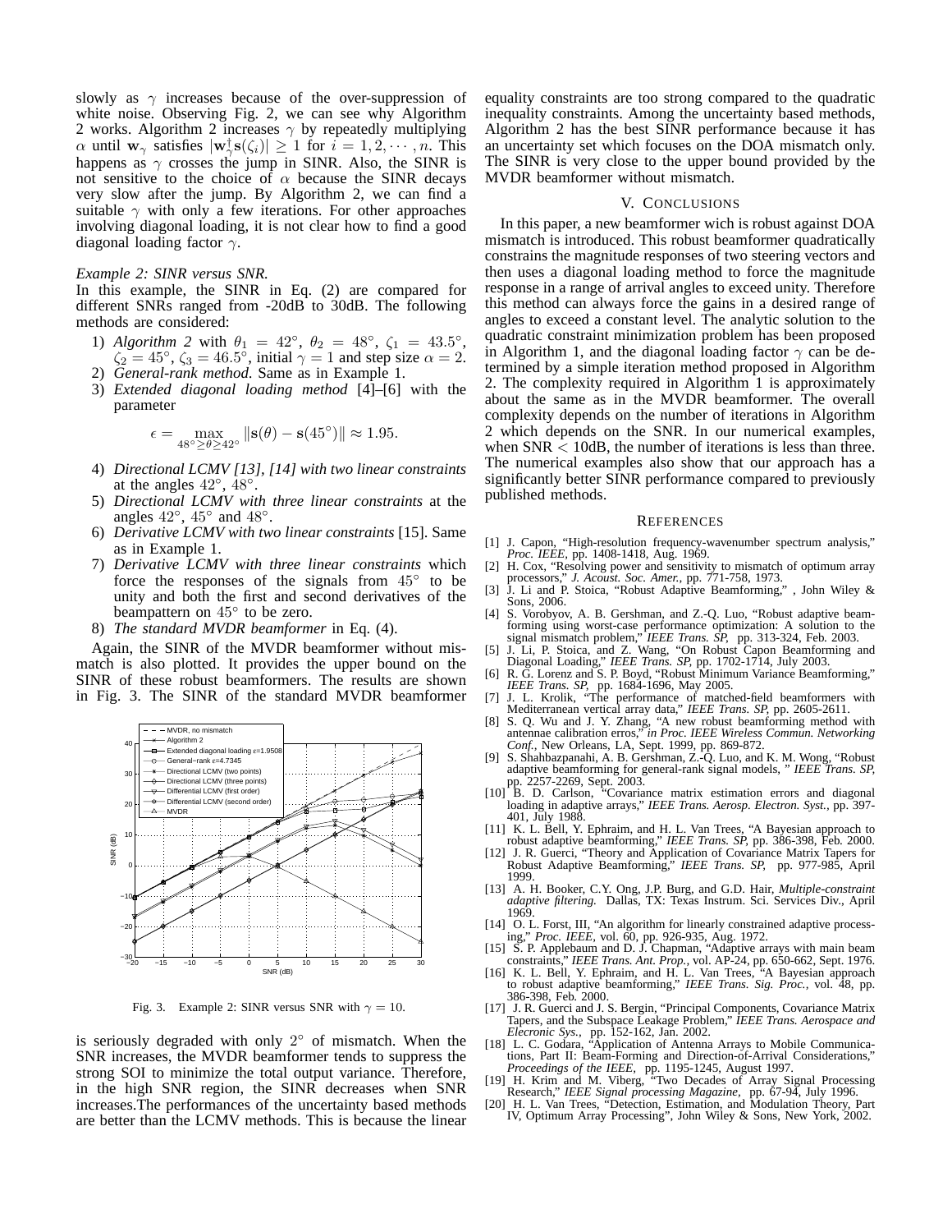slowly as $\gamma$ increases because of the over-suppression of white noise. Observing Fig. 2, we can see why Algorithm 2 works. Algorithm 2 increases $\gamma$ by repeatedly multiplying $\alpha$ until $\mathbf{w}_\gamma$ satisfies $|\mathbf{w}_\gamma^\dagger \mathbf{s}(\zeta_i)| \geq 1$ for $i = 1, 2, \cdots, n$. This happens as $\gamma$ crosses the jump in SINR. Also, the SINR is not sensitive to the choice of $\alpha$ because the SINR decays very slow after the jump. By Algorithm 2, we can find a suitable $\gamma$ with only a few iterations. For other approaches involving diagonal loading, it is not clear how to find a good diagonal loading factor $\gamma$.

*Example 2: SINR versus SNR.*
In this example, the SINR in Eq. (2) are compared for different SNRs ranged from -20dB to 30dB. The following methods are considered:

1) *Algorithm 2* with $\theta_1 = 42°$, $\theta_2 = 48°$, $\zeta_1 = 43.5°$, $\zeta_2 = 45°$, $\zeta_3 = 46.5°$, initial $\gamma = 1$ and step size $\alpha = 2$.
2) *General-rank method.* Same as in Example 1.
3) *Extended diagonal loading method* [4]–[6] with the parameter

$$\epsilon = \max_{48° \geq \theta \geq 42°} \|\mathbf{s}(\theta) - \mathbf{s}(45°)\| \approx 1.95.$$

4) *Directional LCMV [13], [14] with two linear constraints* at the angles $42°$, $48°$.
5) *Directional LCMV with three linear constraints* at the angles $42°$, $45°$ and $48°$.
6) *Derivative LCMV with two linear constraints* [15]. Same as in Example 1.
7) *Derivative LCMV with three linear constraints* which force the responses of the signals from $45°$ to be unity and both the first and second derivatives of the beampattern on $45°$ to be zero.
8) *The standard MVDR beamformer* in Eq. (4).

Again, the SINR of the MVDR beamformer without mismatch is also plotted. It provides the upper bound on the SINR of these robust beamformers. The results are shown in Fig. 3. The SINR of the standard MVDR beamformer

MVDR, no mismatch
Algorithm 2
Extended diagonal loading ε=1.9508
General−rank ε=4.7345
Directional LCMV (two points)
Directional LCMV (three points)
Differential LCMV (first order)
Differential LCMV (second order)
MVDR

SINR (dB)
SNR (dB)

40
30
20
10
0
−10
−20
−30
−20 −15 −10 −5 0 5 10 15 20 25 30

Fig. 3. Example 2: SINR versus SNR with $\gamma = 10$.

is seriously degraded with only $2°$ of mismatch. When the SNR increases, the MVDR beamformer tends to suppress the strong SOI to minimize the total output variance. Therefore, in the high SNR region, the SINR decreases when SNR increases.The performances of the uncertainty based methods are better than the LCMV methods. This is because the linear equality constraints are too strong compared to the quadratic inequality constraints. Among the uncertainty based methods, Algorithm 2 has the best SINR performance because it has an uncertainty set which focuses on the DOA mismatch only. The SINR is very close to the upper bound provided by the MVDR beamformer without mismatch.

## V. Conclusions

In this paper, a new beamformer wich is robust against DOA mismatch is introduced. This robust beamformer quadratically constrains the magnitude responses of two steering vectors and then uses a diagonal loading method to force the magnitude response in a range of arrival angles to exceed unity. Therefore this method can always force the gains in a desired range of angles to exceed a constant level. The analytic solution to the quadratic constraint minimization problem has been proposed in Algorithm 1, and the diagonal loading factor $\gamma$ can be determined by a simple iteration method proposed in Algorithm 2. The complexity required in Algorithm 1 is approximately about the same as in the MVDR beamformer. The overall complexity depends on the number of iterations in Algorithm 2 which depends on the SNR. In our numerical examples, when SNR $<$ 10dB, the number of iterations is less than three. The numerical examples also show that our approach has a significantly better SINR performance compared to previously published methods.

## References

[1] J. Capon, "High-resolution frequency-wavenumber spectrum analysis," *Proc. IEEE*, pp. 1408-1418, Aug. 1969.
[2] H. Cox, "Resolving power and sensitivity to mismatch of optimum array processors," *J. Acoust. Soc. Amer.*, pp. 771-758, 1973.
[3] J. Li and P. Stoica, "Robust Adaptive Beamforming," , John Wiley & Sons, 2006.
[4] S. Vorobyov, A. B. Gershman, and Z.-Q. Luo, "Robust adaptive beamforming using worst-case performance optimization: A solution to the signal mismatch problem," *IEEE Trans. SP*, pp. 313-324, Feb. 2003.
[5] J. Li, P. Stoica, and Z. Wang, "On Robust Capon Beamforming and Diagonal Loading," *IEEE Trans. SP*, pp. 1702-1714, July 2003.
[6] R. G. Lorenz and S. P. Boyd, "Robust Minimum Variance Beamforming," *IEEE Trans. SP*, pp. 1684-1696, May 2005.
[7] J. L. Krolik, "The performance of matched-field beamformers with Mediterranean vertical array data," *IEEE Trans. SP*, pp. 2605-2611.
[8] S. Q. Wu and J. Y. Zhang, "A new robust beamforming method with antennae calibration erros," *in Proc. IEEE Wireless Commun. Networking Conf.*, New Orleans, LA, Sept. 1999, pp. 869-872.
[9] S. Shahbazpanahi, A. B. Gershman, Z.-Q. Luo, and K. M. Wong, "Robust adaptive beamforming for general-rank signal models, " *IEEE Trans. SP*, pp. 2257-2269, Sept. 2003.
[10] B. D. Carlson, "Covariance matrix estimation errors and diagonal loading in adaptive arrays," *IEEE Trans. Aerosp. Electron. Syst.*, pp. 397-401, July 1988.
[11] K. L. Bell, Y. Ephraim, and H. L. Van Trees, "A Bayesian approach to robust adaptive beamforming," *IEEE Trans. SP*, pp. 386-398, Feb. 2000.
[12] J. R. Guerci, "Theory and Application of Covariance Matrix Tapers for Robust Adaptive Beamforming," *IEEE Trans. SP*, pp. 977-985, April 1999.
[13] A. H. Booker, C.Y. Ong, J.P. Burg, and G.D. Hair, *Multiple-constraint adaptive filtering.* Dallas, TX: Texas Instrum. Sci. Services Div., April 1969.
[14] O. L. Forst, III, "An algorithm for linearly constrained adaptive processing," *Proc. IEEE*, vol. 60, pp. 926-935, Aug. 1972.
[15] S. P. Applebaum and D. J. Chapman, "Adaptive arrays with main beam constraints," *IEEE Trans. Ant. Prop.*, vol. AP-24, pp. 650-662, Sept. 1976.
[16] K. L. Bell, Y. Ephraim, and H. L. Van Trees, "A Bayesian approach to robust adaptive beamforming," *IEEE Trans. Sig. Proc.*, vol. 48, pp. 386-398, Feb. 2000.
[17] J. R. Guerci and J. S. Bergin, "Principal Components, Covariance Matrix Tapers, and the Subspace Leakage Problem," *IEEE Trans. Aerospace and Elecronic Sys.*, pp. 152-162, Jan. 2002.
[18] L. C. Godara, "Application of Antenna Arrays to Mobile Communications, Part II: Beam-Forming and Direction-of-Arrival Considerations," *Proceedings of the IEEE*, pp. 1195-1245, August 1997.
[19] H. Krim and M. Viberg, "Two Decades of Array Signal Processing Research," *IEEE Signal processing Magazine*, pp. 67-94, July 1996.
[20] H. L. Van Trees, "Detection, Estimation, and Modulation Theory, Part IV, Optimum Array Processing", John Wiley & Sons, New York, 2002.